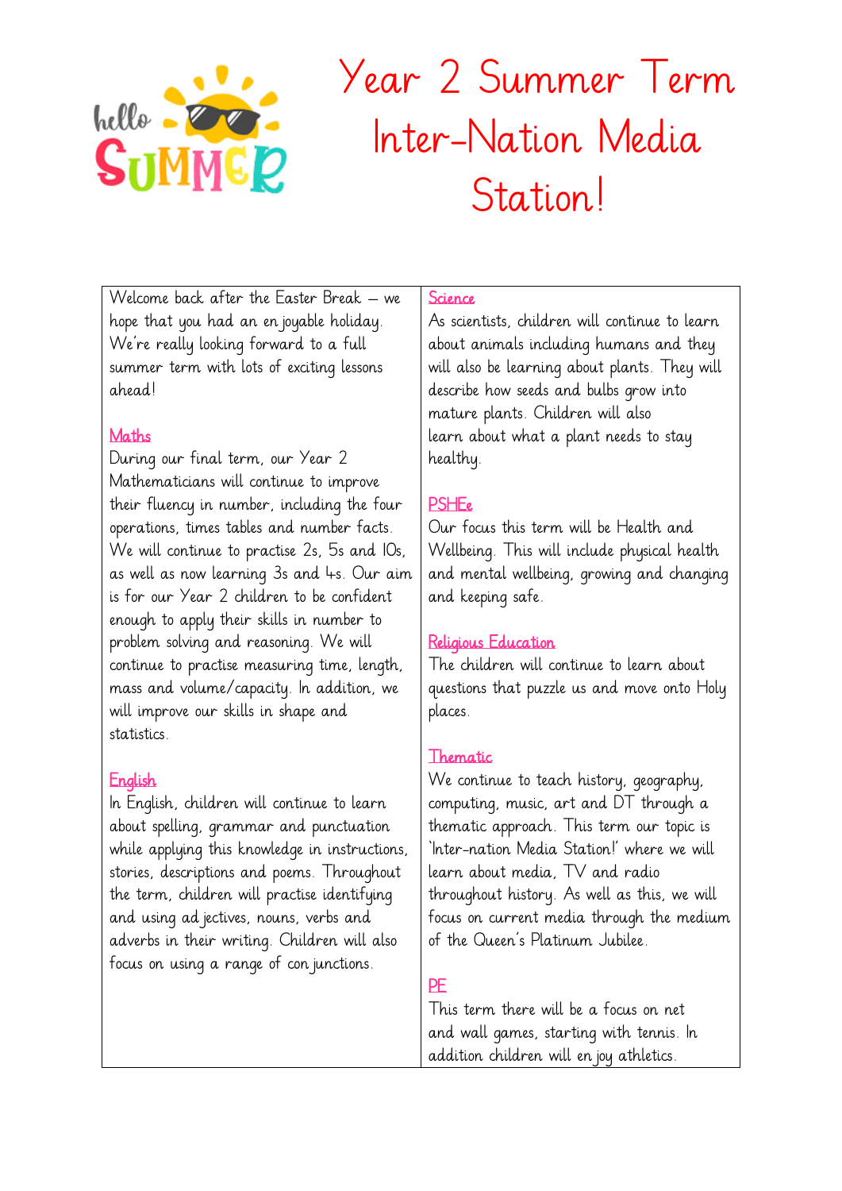# Year 2 Summer Term Inter-Nation Media Station!

Welcome back after the Easter Break – we hope that you had an enjoyable holiday. We're really looking forward to a full summer term with lots of exciting lessons ahead!

## Maths

During our final term, our Year 2 Mathematicians will continue to improve their fluency in number, including the four operations, times tables and number facts. We will continue to practise 2s, 5s and 10s, as well as now learning 3s and 4s. Our aim is for our Year 2 children to be confident enough to apply their skills in number to problem solving and reasoning. We will continue to practise measuring time, length, mass and volume/capacity. In addition, we will improve our skills in shape and statistics.

## English

In English, children will continue to learn about spelling, grammar and punctuation while applying this knowledge in instructions, stories, descriptions and poems. Throughout the term, children will practise identifying and using adjectives, nouns, verbs and adverbs in their writing. Children will also focus on using a range of conjunctions.

## Science

As scientists, children will continue to learn about animals including humans and they will also be learning about plants. They will describe how seeds and bulbs grow into mature plants. Children will also learn about what a plant needs to stay healthy.

## PSHEe

Our focus this term will be Health and Wellbeing. This will include physical health and mental wellbeing, growing and changing and keeping safe.

## Religious Education

The children will continue to learn about questions that puzzle us and move onto Holy places.

## Thematic

We continue to teach history, geography, computing, music, art and DT through a thematic approach. This term our topic is 'Inter-nation Media Station!' where we will learn about media, TV and radio throughout history. As well as this, we will focus on current media through the medium of the Queen's Platinum Jubilee.

## PE

This term there will be a focus on net and wall games, starting with tennis. In addition children will enjoy athletics.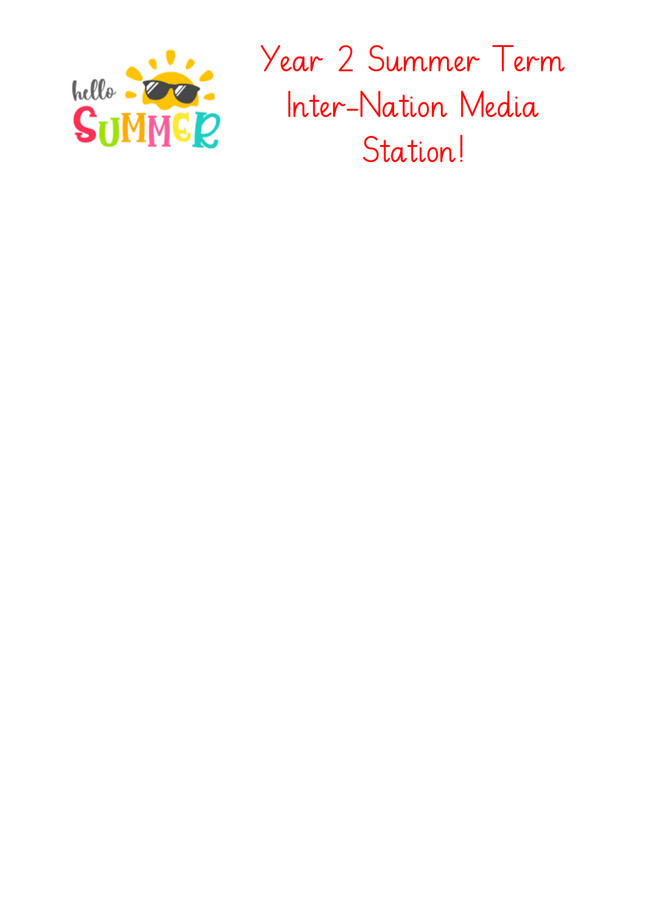# Year 2 Summer Term Inter-Nation Media Station!